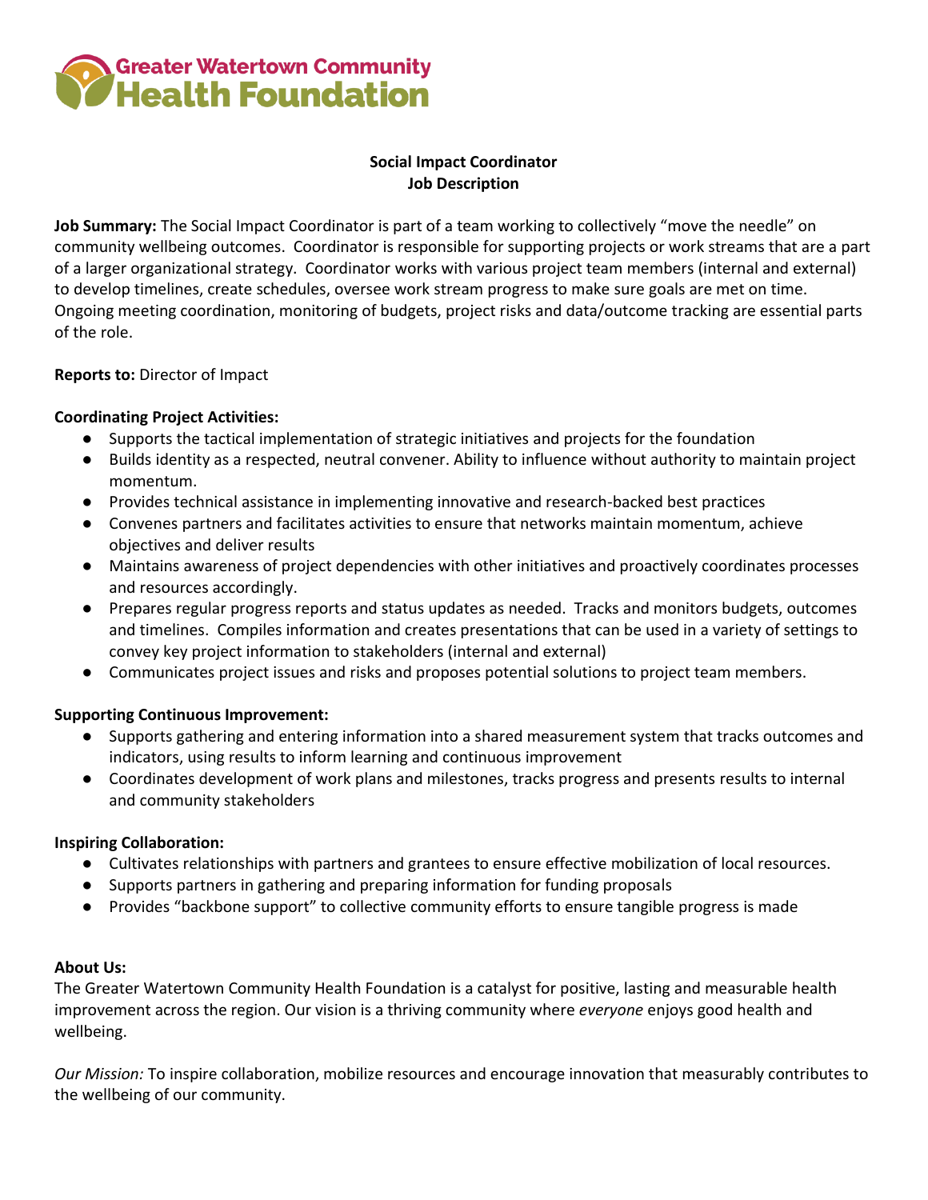Greater Watertown Community
Health Foundation

# Social Impact Coordinator
## Job Description

**Job Summary:** The Social Impact Coordinator is part of a team working to collectively "move the needle" on community wellbeing outcomes. Coordinator is responsible for supporting projects or work streams that are a part of a larger organizational strategy. Coordinator works with various project team members (internal and external) to develop timelines, create schedules, oversee work stream progress to make sure goals are met on time. Ongoing meeting coordination, monitoring of budgets, project risks and data/outcome tracking are essential parts of the role.

**Reports to:** Director of Impact

**Coordinating Project Activities:**

- Supports the tactical implementation of strategic initiatives and projects for the foundation
- Builds identity as a respected, neutral convener. Ability to influence without authority to maintain project momentum.
- Provides technical assistance in implementing innovative and research-backed best practices
- Convenes partners and facilitates activities to ensure that networks maintain momentum, achieve objectives and deliver results
- Maintains awareness of project dependencies with other initiatives and proactively coordinates processes and resources accordingly.
- Prepares regular progress reports and status updates as needed. Tracks and monitors budgets, outcomes and timelines. Compiles information and creates presentations that can be used in a variety of settings to convey key project information to stakeholders (internal and external)
- Communicates project issues and risks and proposes potential solutions to project team members.

**Supporting Continuous Improvement:**

- Supports gathering and entering information into a shared measurement system that tracks outcomes and indicators, using results to inform learning and continuous improvement
- Coordinates development of work plans and milestones, tracks progress and presents results to internal and community stakeholders

**Inspiring Collaboration:**

- Cultivates relationships with partners and grantees to ensure effective mobilization of local resources.
- Supports partners in gathering and preparing information for funding proposals
- Provides "backbone support" to collective community efforts to ensure tangible progress is made

**About Us:**
The Greater Watertown Community Health Foundation is a catalyst for positive, lasting and measurable health improvement across the region. Our vision is a thriving community where *everyone* enjoys good health and wellbeing.

*Our Mission:* To inspire collaboration, mobilize resources and encourage innovation that measurably contributes to the wellbeing of our community.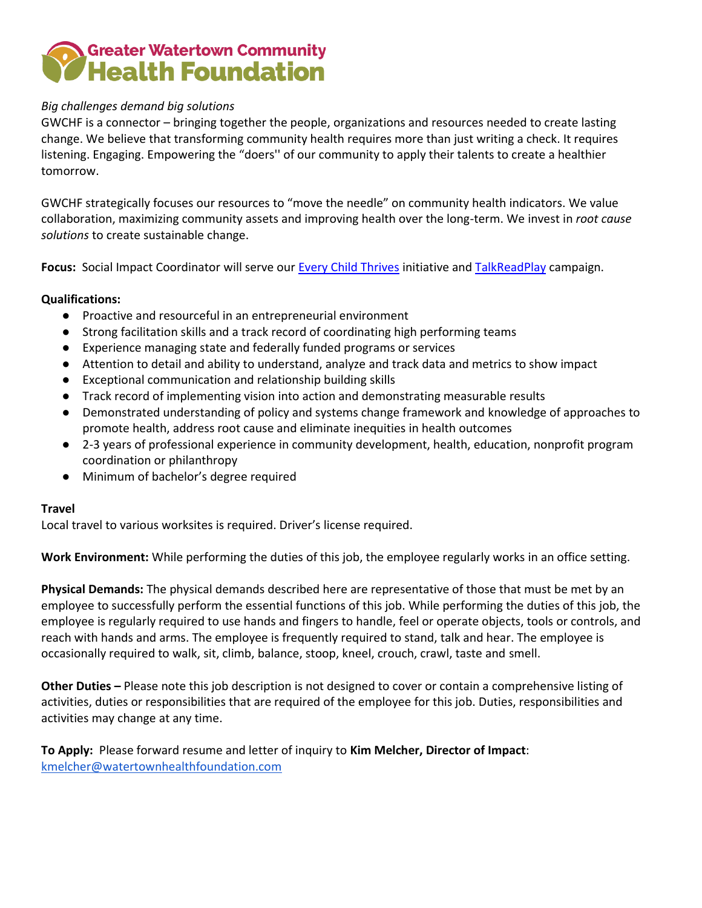# Greater Watertown Community Health Foundation

*Big challenges demand big solutions*

GWCHF is a connector – bringing together the people, organizations and resources needed to create lasting change. We believe that transforming community health requires more than just writing a check. It requires listening. Engaging. Empowering the "doers'' of our community to apply their talents to create a healthier tomorrow.

GWCHF strategically focuses our resources to "move the needle" on community health indicators. We value collaboration, maximizing community assets and improving health over the long-term. We invest in *root cause solutions* to create sustainable change.

**Focus:** Social Impact Coordinator will serve our Every Child Thrives initiative and TalkReadPlay campaign.

**Qualifications:**

- Proactive and resourceful in an entrepreneurial environment
- Strong facilitation skills and a track record of coordinating high performing teams
- Experience managing state and federally funded programs or services
- Attention to detail and ability to understand, analyze and track data and metrics to show impact
- Exceptional communication and relationship building skills
- Track record of implementing vision into action and demonstrating measurable results
- Demonstrated understanding of policy and systems change framework and knowledge of approaches to promote health, address root cause and eliminate inequities in health outcomes
- 2-3 years of professional experience in community development, health, education, nonprofit program coordination or philanthropy
- Minimum of bachelor's degree required

**Travel**

Local travel to various worksites is required. Driver's license required.

**Work Environment:** While performing the duties of this job, the employee regularly works in an office setting.

**Physical Demands:** The physical demands described here are representative of those that must be met by an employee to successfully perform the essential functions of this job. While performing the duties of this job, the employee is regularly required to use hands and fingers to handle, feel or operate objects, tools or controls, and reach with hands and arms. The employee is frequently required to stand, talk and hear. The employee is occasionally required to walk, sit, climb, balance, stoop, kneel, crouch, crawl, taste and smell.

**Other Duties –** Please note this job description is not designed to cover or contain a comprehensive listing of activities, duties or responsibilities that are required of the employee for this job. Duties, responsibilities and activities may change at any time.

**To Apply:** Please forward resume and letter of inquiry to **Kim Melcher, Director of Impact**: kmelcher@watertownhealthfoundation.com